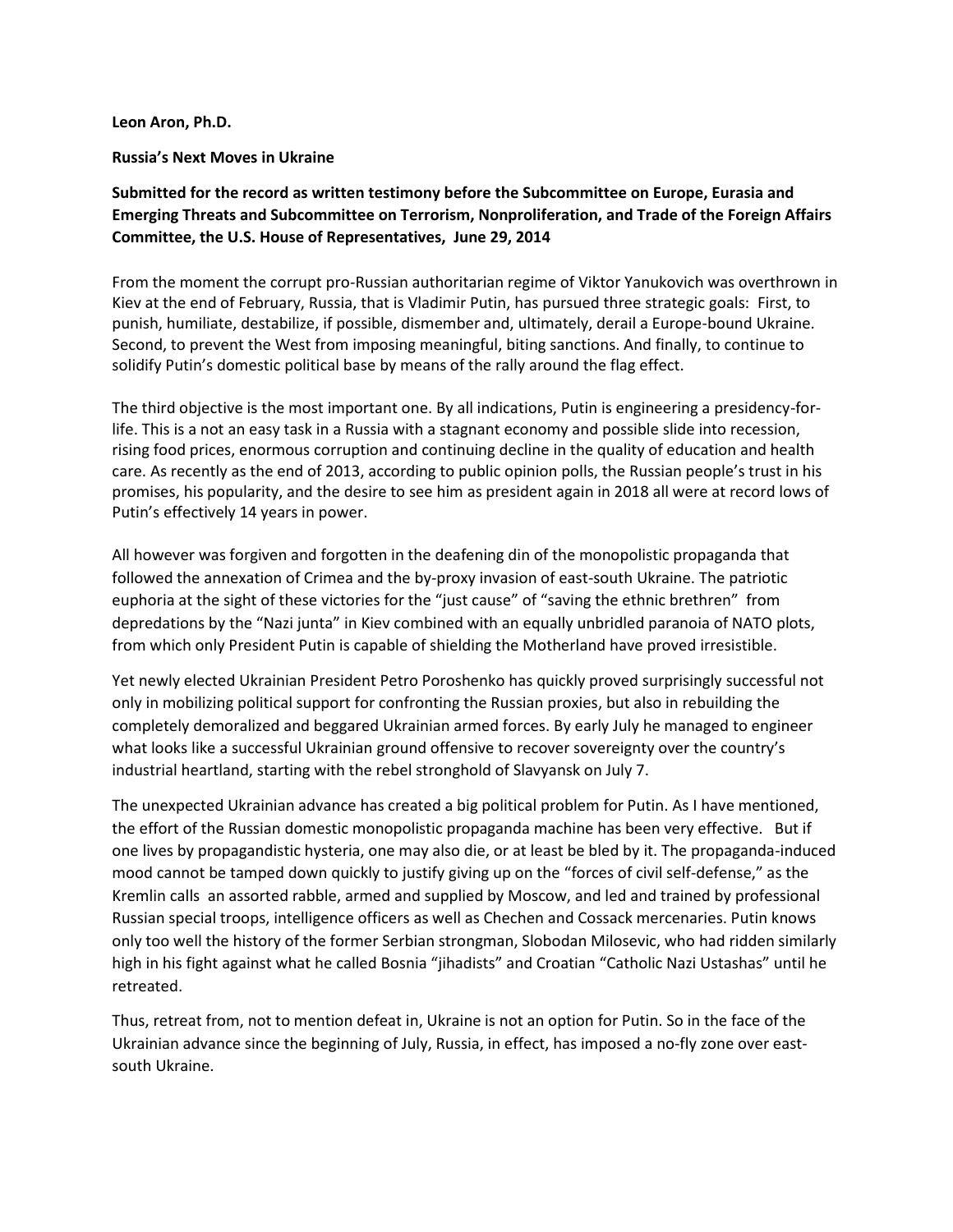**Leon Aron, Ph.D.**

**Russia's Next Moves in Ukraine**

**Submitted for the record as written testimony before the Subcommittee on Europe, Eurasia and Emerging Threats and Subcommittee on Terrorism, Nonproliferation, and Trade of the Foreign Affairs Committee, the U.S. House of Representatives, June 29, 2014**

From the moment the corrupt pro-Russian authoritarian regime of Viktor Yanukovich was overthrown in Kiev at the end of February, Russia, that is Vladimir Putin, has pursued three strategic goals: First, to punish, humiliate, destabilize, if possible, dismember and, ultimately, derail a Europe-bound Ukraine. Second, to prevent the West from imposing meaningful, biting sanctions. And finally, to continue to solidify Putin's domestic political base by means of the rally around the flag effect.

The third objective is the most important one. By all indications, Putin is engineering a presidency-for-life. This is a not an easy task in a Russia with a stagnant economy and possible slide into recession, rising food prices, enormous corruption and continuing decline in the quality of education and health care. As recently as the end of 2013, according to public opinion polls, the Russian people's trust in his promises, his popularity, and the desire to see him as president again in 2018 all were at record lows of Putin's effectively 14 years in power.

All however was forgiven and forgotten in the deafening din of the monopolistic propaganda that followed the annexation of Crimea and the by-proxy invasion of east-south Ukraine. The patriotic euphoria at the sight of these victories for the "just cause" of "saving the ethnic brethren" from depredations by the "Nazi junta" in Kiev combined with an equally unbridled paranoia of NATO plots, from which only President Putin is capable of shielding the Motherland have proved irresistible.

Yet newly elected Ukrainian President Petro Poroshenko has quickly proved surprisingly successful not only in mobilizing political support for confronting the Russian proxies, but also in rebuilding the completely demoralized and beggared Ukrainian armed forces. By early July he managed to engineer what looks like a successful Ukrainian ground offensive to recover sovereignty over the country's industrial heartland, starting with the rebel stronghold of Slavyansk on July 7.

The unexpected Ukrainian advance has created a big political problem for Putin. As I have mentioned, the effort of the Russian domestic monopolistic propaganda machine has been very effective. But if one lives by propagandistic hysteria, one may also die, or at least be bled by it. The propaganda-induced mood cannot be tamped down quickly to justify giving up on the "forces of civil self-defense," as the Kremlin calls an assorted rabble, armed and supplied by Moscow, and led and trained by professional Russian special troops, intelligence officers as well as Chechen and Cossack mercenaries. Putin knows only too well the history of the former Serbian strongman, Slobodan Milosevic, who had ridden similarly high in his fight against what he called Bosnia "jihadists" and Croatian "Catholic Nazi Ustashas" until he retreated.

Thus, retreat from, not to mention defeat in, Ukraine is not an option for Putin. So in the face of the Ukrainian advance since the beginning of July, Russia, in effect, has imposed a no-fly zone over east-south Ukraine.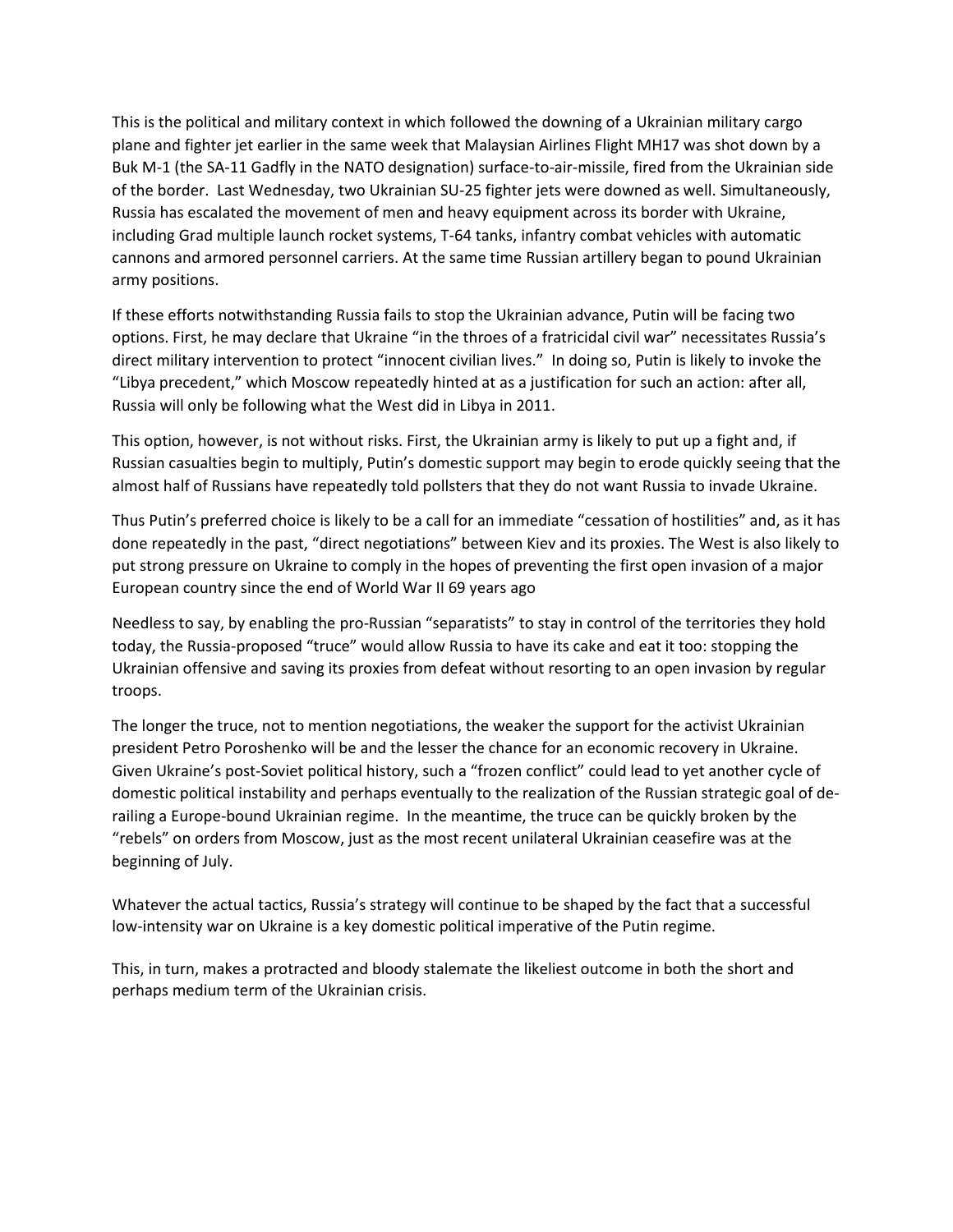This is the political and military context in which followed the downing of a Ukrainian military cargo plane and fighter jet earlier in the same week that Malaysian Airlines Flight MH17 was shot down by a Buk M-1 (the SA-11 Gadfly in the NATO designation) surface-to-air-missile, fired from the Ukrainian side of the border. Last Wednesday, two Ukrainian SU-25 fighter jets were downed as well. Simultaneously, Russia has escalated the movement of men and heavy equipment across its border with Ukraine, including Grad multiple launch rocket systems, T-64 tanks, infantry combat vehicles with automatic cannons and armored personnel carriers. At the same time Russian artillery began to pound Ukrainian army positions.

If these efforts notwithstanding Russia fails to stop the Ukrainian advance, Putin will be facing two options. First, he may declare that Ukraine "in the throes of a fratricidal civil war" necessitates Russia's direct military intervention to protect "innocent civilian lives." In doing so, Putin is likely to invoke the "Libya precedent," which Moscow repeatedly hinted at as a justification for such an action: after all, Russia will only be following what the West did in Libya in 2011.

This option, however, is not without risks. First, the Ukrainian army is likely to put up a fight and, if Russian casualties begin to multiply, Putin's domestic support may begin to erode quickly seeing that the almost half of Russians have repeatedly told pollsters that they do not want Russia to invade Ukraine.

Thus Putin's preferred choice is likely to be a call for an immediate "cessation of hostilities" and, as it has done repeatedly in the past, "direct negotiations" between Kiev and its proxies. The West is also likely to put strong pressure on Ukraine to comply in the hopes of preventing the first open invasion of a major European country since the end of World War II 69 years ago

Needless to say, by enabling the pro-Russian "separatists" to stay in control of the territories they hold today, the Russia-proposed "truce" would allow Russia to have its cake and eat it too: stopping the Ukrainian offensive and saving its proxies from defeat without resorting to an open invasion by regular troops.

The longer the truce, not to mention negotiations, the weaker the support for the activist Ukrainian president Petro Poroshenko will be and the lesser the chance for an economic recovery in Ukraine. Given Ukraine's post-Soviet political history, such a "frozen conflict" could lead to yet another cycle of domestic political instability and perhaps eventually to the realization of the Russian strategic goal of de-railing a Europe-bound Ukrainian regime. In the meantime, the truce can be quickly broken by the "rebels" on orders from Moscow, just as the most recent unilateral Ukrainian ceasefire was at the beginning of July.

Whatever the actual tactics, Russia's strategy will continue to be shaped by the fact that a successful low-intensity war on Ukraine is a key domestic political imperative of the Putin regime.

This, in turn, makes a protracted and bloody stalemate the likeliest outcome in both the short and perhaps medium term of the Ukrainian crisis.